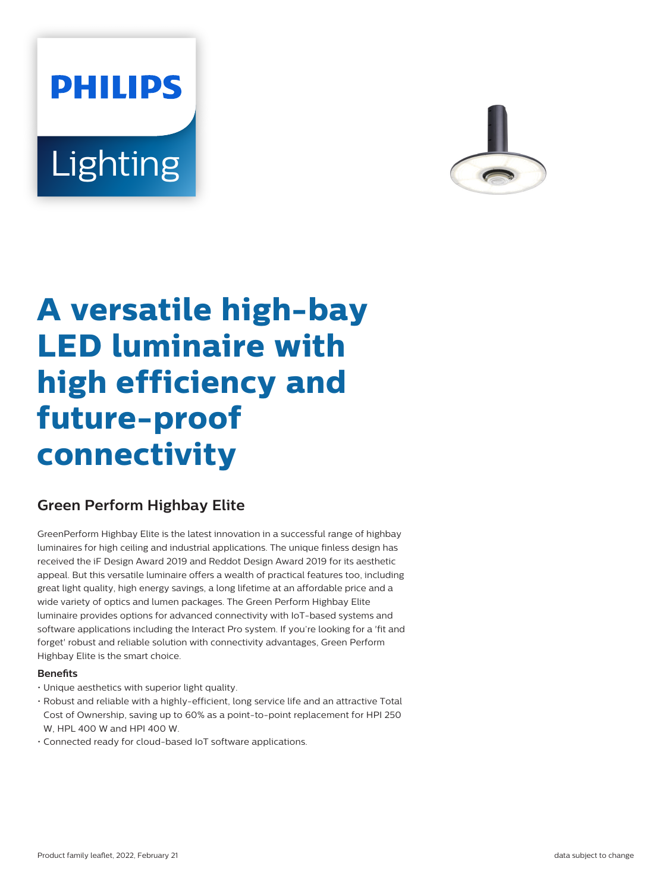PHILIPS

Lighting

# A versatile high-bay LED luminaire with high efficiency and future-proof connectivity

## Green Perform Highbay Elite

GreenPerform Highbay Elite is the latest innovation in a successful range of highbay luminaires for high ceiling and industrial applications. The unique finless design has received the iF Design Award 2019 and Reddot Design Award 2019 for its aesthetic appeal. But this versatile luminaire offers a wealth of practical features too, including great light quality, high energy savings, a long lifetime at an affordable price and a wide variety of optics and lumen packages. The Green Perform Highbay Elite luminaire provides options for advanced connectivity with IoT-based systems and software applications including the Interact Pro system. If you're looking for a 'fit and forget' robust and reliable solution with connectivity advantages, Green Perform Highbay Elite is the smart choice.

**Benefits**

- Unique aesthetics with superior light quality.
- Robust and reliable with a highly-efficient, long service life and an attractive Total Cost of Ownership, saving up to 60% as a point-to-point replacement for HPI 250 W, HPL 400 W and HPI 400 W.
- Connected ready for cloud-based IoT software applications.

Product family leaflet, 2022, February 21

data subject to change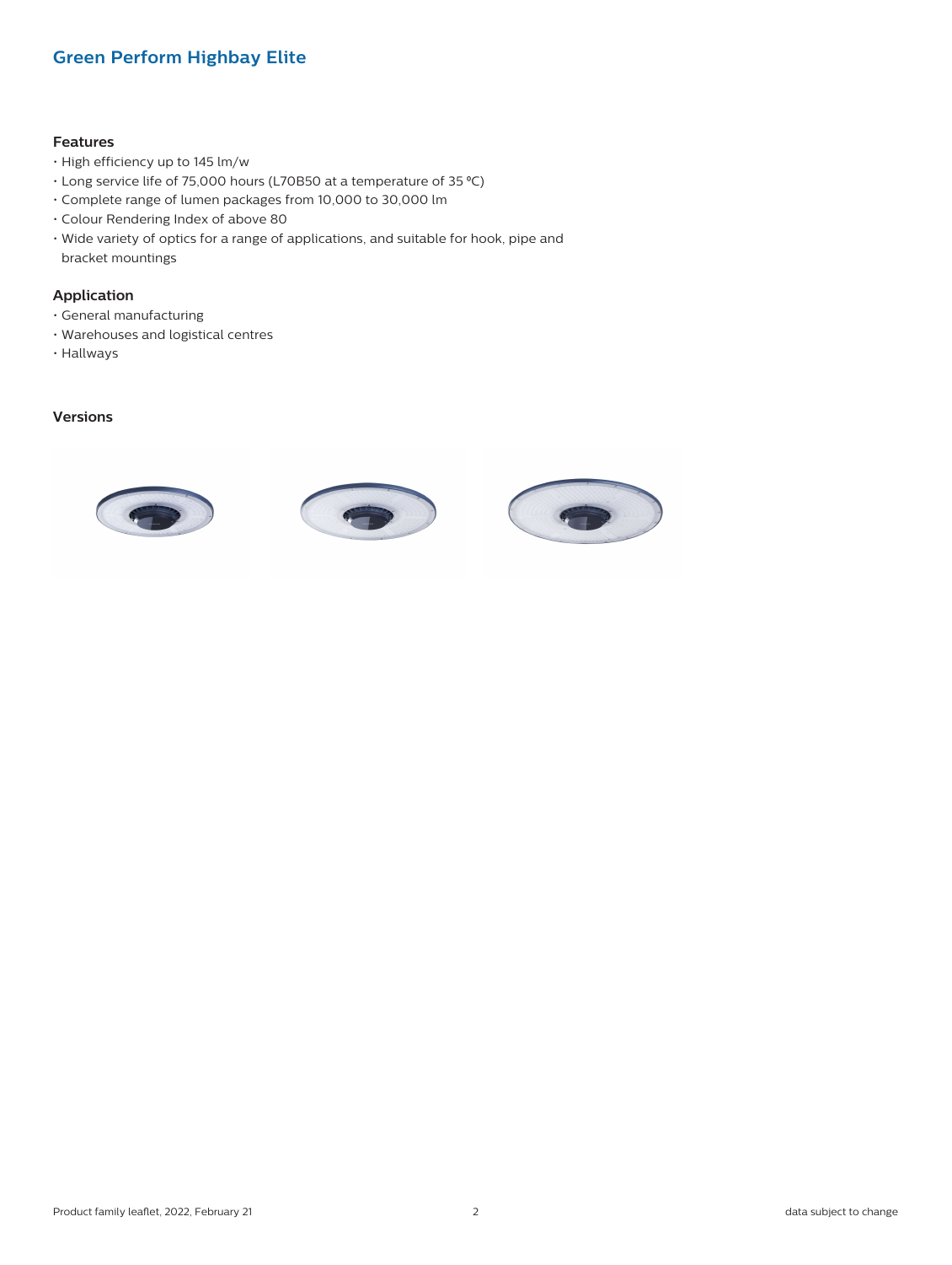# Green Perform Highbay Elite

## Features

- High efficiency up to 145 lm/w
- Long service life of 75,000 hours (L70B50 at a temperature of 35 ºC)
- Complete range of lumen packages from 10,000 to 30,000 lm
- Colour Rendering Index of above 80
- Wide variety of optics for a range of applications, and suitable for hook, pipe and bracket mountings

## Application

- General manufacturing
- Warehouses and logistical centres
- Hallways

## Versions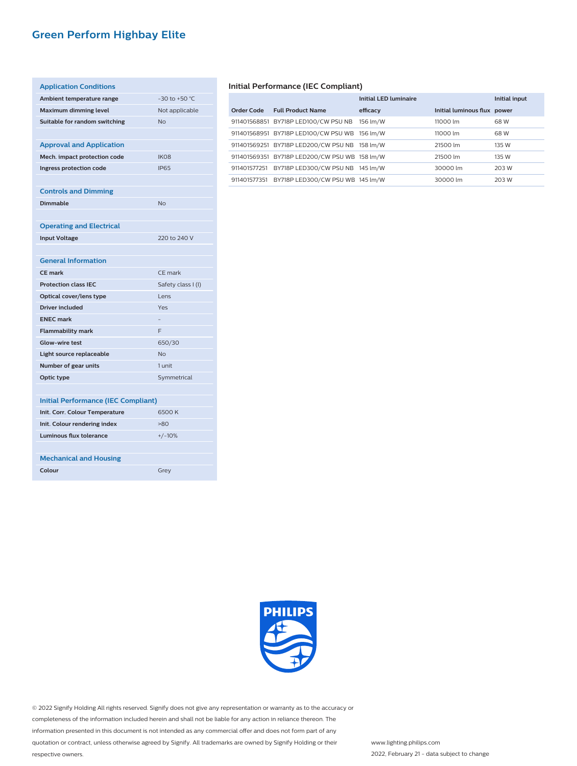# Green Perform Highbay Elite

### Application Conditions

| | |
|---|---|
| Ambient temperature range | -30 to +50 °C |
| Maximum dimming level | Not applicable |
| Suitable for random switching | No |

### Approval and Application

| | |
|---|---|
| Mech. impact protection code | IK08 |
| Ingress protection code | IP65 |

### Controls and Dimming

| | |
|---|---|
| Dimmable | No |

### Operating and Electrical

| | |
|---|---|
| Input Voltage | 220 to 240 V |

### General Information

| | |
|---|---|
| CE mark | CE mark |
| Protection class IEC | Safety class I (I) |
| Optical cover/lens type | Lens |
| Driver included | Yes |
| ENEC mark | - |
| Flammability mark | F |
| Glow-wire test | 650/30 |
| Light source replaceable | No |
| Number of gear units | 1 unit |
| Optic type | Symmetrical |

### Initial Performance (IEC Compliant)

| | |
|---|---|
| Init. Corr. Colour Temperature | 6500 K |
| Init. Colour rendering index | >80 |
| Luminous flux tolerance | +/-10% |

### Mechanical and Housing

| | |
|---|---|
| Colour | Grey |

### Initial Performance (IEC Compliant)

| Order Code | Full Product Name | Initial LED luminaire efficacy | Initial luminous flux | Initial input power |
|---|---|---|---|---|
| 911401568851 | BY718P LED100/CW PSU NB | 156 lm/W | 11000 lm | 68 W |
| 911401568951 | BY718P LED100/CW PSU WB | 156 lm/W | 11000 lm | 68 W |
| 911401569251 | BY718P LED200/CW PSU NB | 158 lm/W | 21500 lm | 135 W |
| 911401569351 | BY718P LED200/CW PSU WB | 158 lm/W | 21500 lm | 135 W |
| 911401577251 | BY718P LED300/CW PSU NB | 145 lm/W | 30000 lm | 203 W |
| 911401577351 | BY718P LED300/CW PSU WB | 145 lm/W | 30000 lm | 203 W |

PHILIPS

© 2022 Signify Holding All rights reserved. Signify does not give any representation or warranty as to the accuracy or completeness of the information included herein and shall not be liable for any action in reliance thereon. The information presented in this document is not intended as any commercial offer and does not form part of any quotation or contract, unless otherwise agreed by Signify. All trademarks are owned by Signify Holding or their respective owners.

www.lighting.philips.com

2022, February 21 - data subject to change